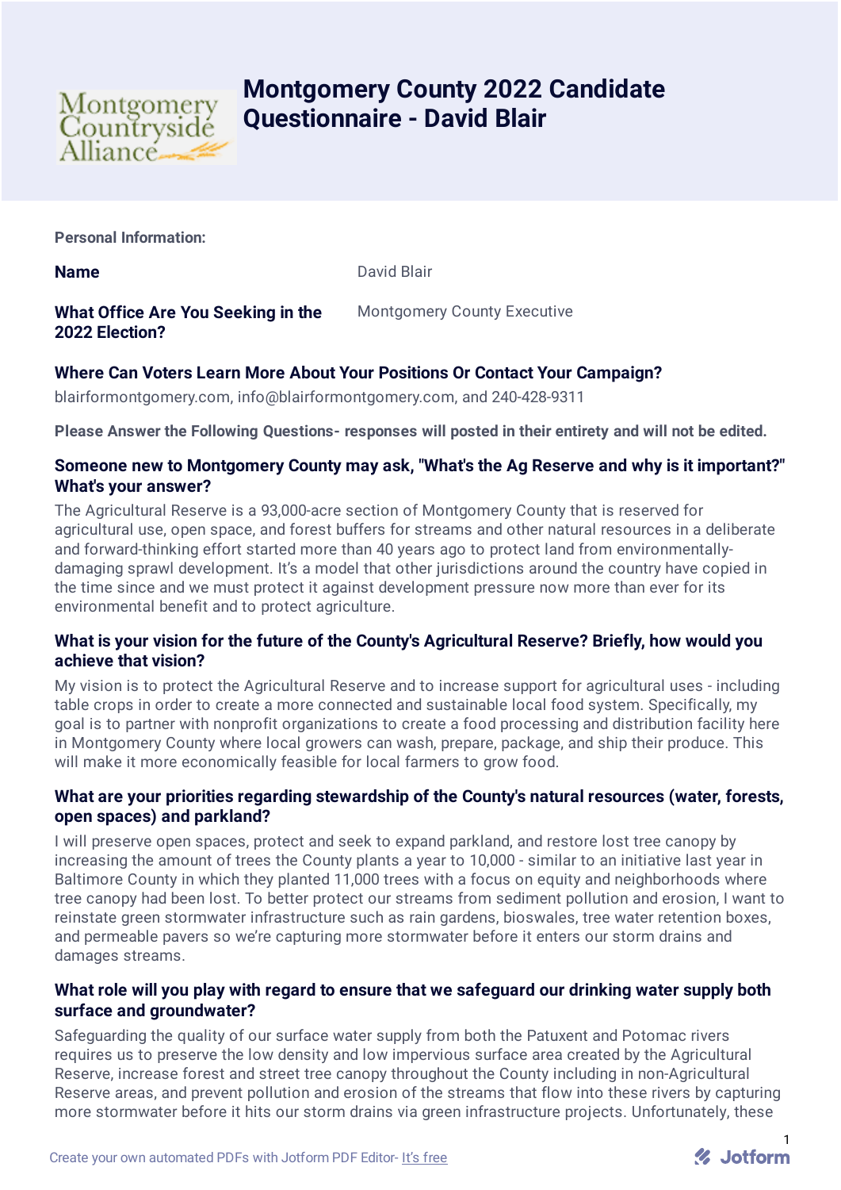# Montgomery County 2022 Candidate Questionnaire - David Blair

**Personal Information:**

**Name**

David Blair

**What Office Are You Seeking in the 2022 Election?**

Montgomery County Executive

**Where Can Voters Learn More About Your Positions Or Contact Your Campaign?**

blairformontgomery.com, info@blairformontgomery.com, and 240-428-9311

**Please Answer the Following Questions- responses will posted in their entirety and will not be edited.**

**Someone new to Montgomery County may ask, "What's the Ag Reserve and why is it important?" What's your answer?**

The Agricultural Reserve is a 93,000-acre section of Montgomery County that is reserved for agricultural use, open space, and forest buffers for streams and other natural resources in a deliberate and forward-thinking effort started more than 40 years ago to protect land from environmentally-damaging sprawl development. It's a model that other jurisdictions around the country have copied in the time since and we must protect it against development pressure now more than ever for its environmental benefit and to protect agriculture.

**What is your vision for the future of the County's Agricultural Reserve? Briefly, how would you achieve that vision?**

My vision is to protect the Agricultural Reserve and to increase support for agricultural uses - including table crops in order to create a more connected and sustainable local food system. Specifically, my goal is to partner with nonprofit organizations to create a food processing and distribution facility here in Montgomery County where local growers can wash, prepare, package, and ship their produce. This will make it more economically feasible for local farmers to grow food.

**What are your priorities regarding stewardship of the County's natural resources (water, forests, open spaces) and parkland?**

I will preserve open spaces, protect and seek to expand parkland, and restore lost tree canopy by increasing the amount of trees the County plants a year to 10,000 - similar to an initiative last year in Baltimore County in which they planted 11,000 trees with a focus on equity and neighborhoods where tree canopy had been lost. To better protect our streams from sediment pollution and erosion, I want to reinstate green stormwater infrastructure such as rain gardens, bioswales, tree water retention boxes, and permeable pavers so we're capturing more stormwater before it enters our storm drains and damages streams.

**What role will you play with regard to ensure that we safeguard our drinking water supply both surface and groundwater?**

Safeguarding the quality of our surface water supply from both the Patuxent and Potomac rivers requires us to preserve the low density and low impervious surface area created by the Agricultural Reserve, increase forest and street tree canopy throughout the County including in non-Agricultural Reserve areas, and prevent pollution and erosion of the streams that flow into these rivers by capturing more stormwater before it hits our storm drains via green infrastructure projects. Unfortunately, these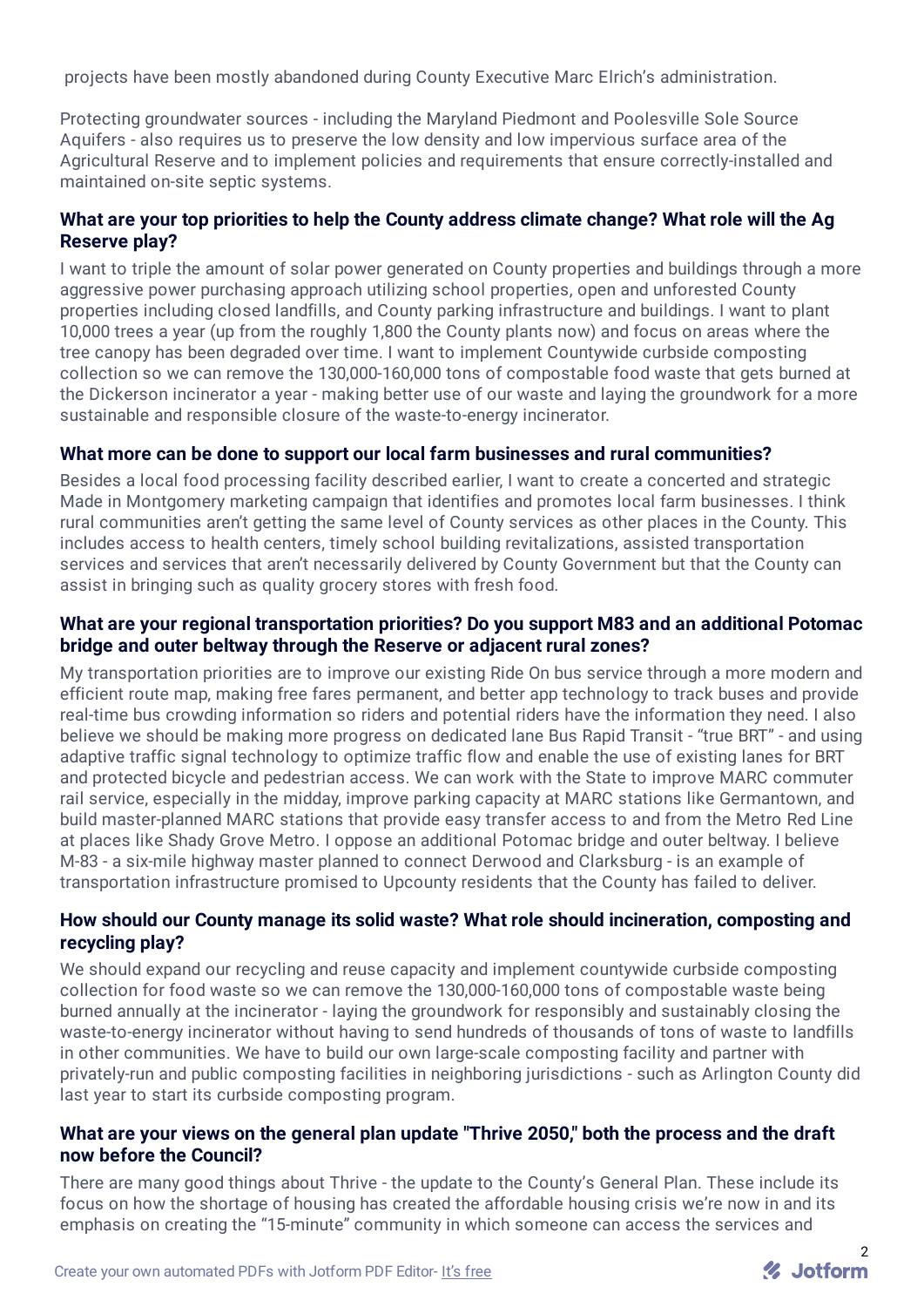projects have been mostly abandoned during County Executive Marc Elrich's administration.

Protecting groundwater sources - including the Maryland Piedmont and Poolesville Sole Source Aquifers - also requires us to preserve the low density and low impervious surface area of the Agricultural Reserve and to implement policies and requirements that ensure correctly-installed and maintained on-site septic systems.

### What are your top priorities to help the County address climate change? What role will the Ag Reserve play?

I want to triple the amount of solar power generated on County properties and buildings through a more aggressive power purchasing approach utilizing school properties, open and unforested County properties including closed landfills, and County parking infrastructure and buildings. I want to plant 10,000 trees a year (up from the roughly 1,800 the County plants now) and focus on areas where the tree canopy has been degraded over time. I want to implement Countywide curbside composting collection so we can remove the 130,000-160,000 tons of compostable food waste that gets burned at the Dickerson incinerator a year - making better use of our waste and laying the groundwork for a more sustainable and responsible closure of the waste-to-energy incinerator.

### What more can be done to support our local farm businesses and rural communities?

Besides a local food processing facility described earlier, I want to create a concerted and strategic Made in Montgomery marketing campaign that identifies and promotes local farm businesses. I think rural communities aren't getting the same level of County services as other places in the County. This includes access to health centers, timely school building revitalizations, assisted transportation services and services that aren't necessarily delivered by County Government but that the County can assist in bringing such as quality grocery stores with fresh food.

### What are your regional transportation priorities? Do you support M83 and an additional Potomac bridge and outer beltway through the Reserve or adjacent rural zones?

My transportation priorities are to improve our existing Ride On bus service through a more modern and efficient route map, making free fares permanent, and better app technology to track buses and provide real-time bus crowding information so riders and potential riders have the information they need. I also believe we should be making more progress on dedicated lane Bus Rapid Transit - "true BRT" - and using adaptive traffic signal technology to optimize traffic flow and enable the use of existing lanes for BRT and protected bicycle and pedestrian access. We can work with the State to improve MARC commuter rail service, especially in the midday, improve parking capacity at MARC stations like Germantown, and build master-planned MARC stations that provide easy transfer access to and from the Metro Red Line at places like Shady Grove Metro. I oppose an additional Potomac bridge and outer beltway. I believe M-83 - a six-mile highway master planned to connect Derwood and Clarksburg - is an example of transportation infrastructure promised to Upcounty residents that the County has failed to deliver.

### How should our County manage its solid waste? What role should incineration, composting and recycling play?

We should expand our recycling and reuse capacity and implement countywide curbside composting collection for food waste so we can remove the 130,000-160,000 tons of compostable waste being burned annually at the incinerator - laying the groundwork for responsibly and sustainably closing the waste-to-energy incinerator without having to send hundreds of thousands of tons of waste to landfills in other communities. We have to build our own large-scale composting facility and partner with privately-run and public composting facilities in neighboring jurisdictions - such as Arlington County did last year to start its curbside composting program.

### What are your views on the general plan update "Thrive 2050," both the process and the draft now before the Council?

There are many good things about Thrive - the update to the County's General Plan. These include its focus on how the shortage of housing has created the affordable housing crisis we're now in and its emphasis on creating the "15-minute" community in which someone can access the services and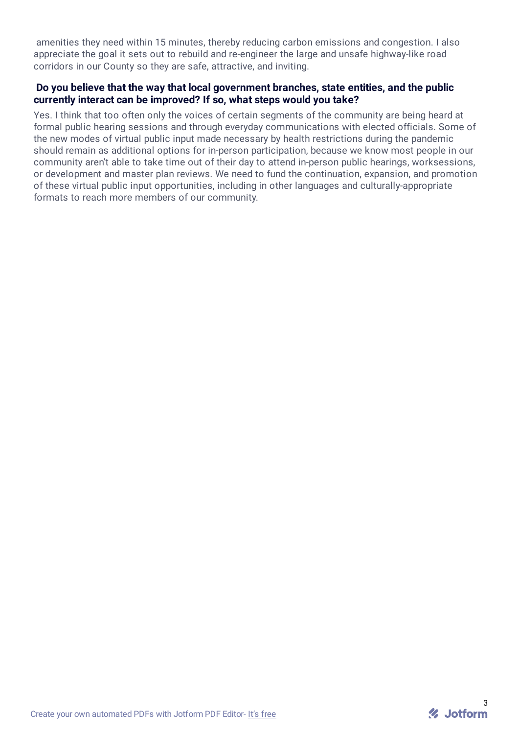amenities they need within 15 minutes, thereby reducing carbon emissions and congestion. I also appreciate the goal it sets out to rebuild and re-engineer the large and unsafe highway-like road corridors in our County so they are safe, attractive, and inviting.

**Do you believe that the way that local government branches, state entities, and the public currently interact can be improved? If so, what steps would you take?**

Yes. I think that too often only the voices of certain segments of the community are being heard at formal public hearing sessions and through everyday communications with elected officials. Some of the new modes of virtual public input made necessary by health restrictions during the pandemic should remain as additional options for in-person participation, because we know most people in our community aren't able to take time out of their day to attend in-person public hearings, worksessions, or development and master plan reviews. We need to fund the continuation, expansion, and promotion of these virtual public input opportunities, including in other languages and culturally-appropriate formats to reach more members of our community.